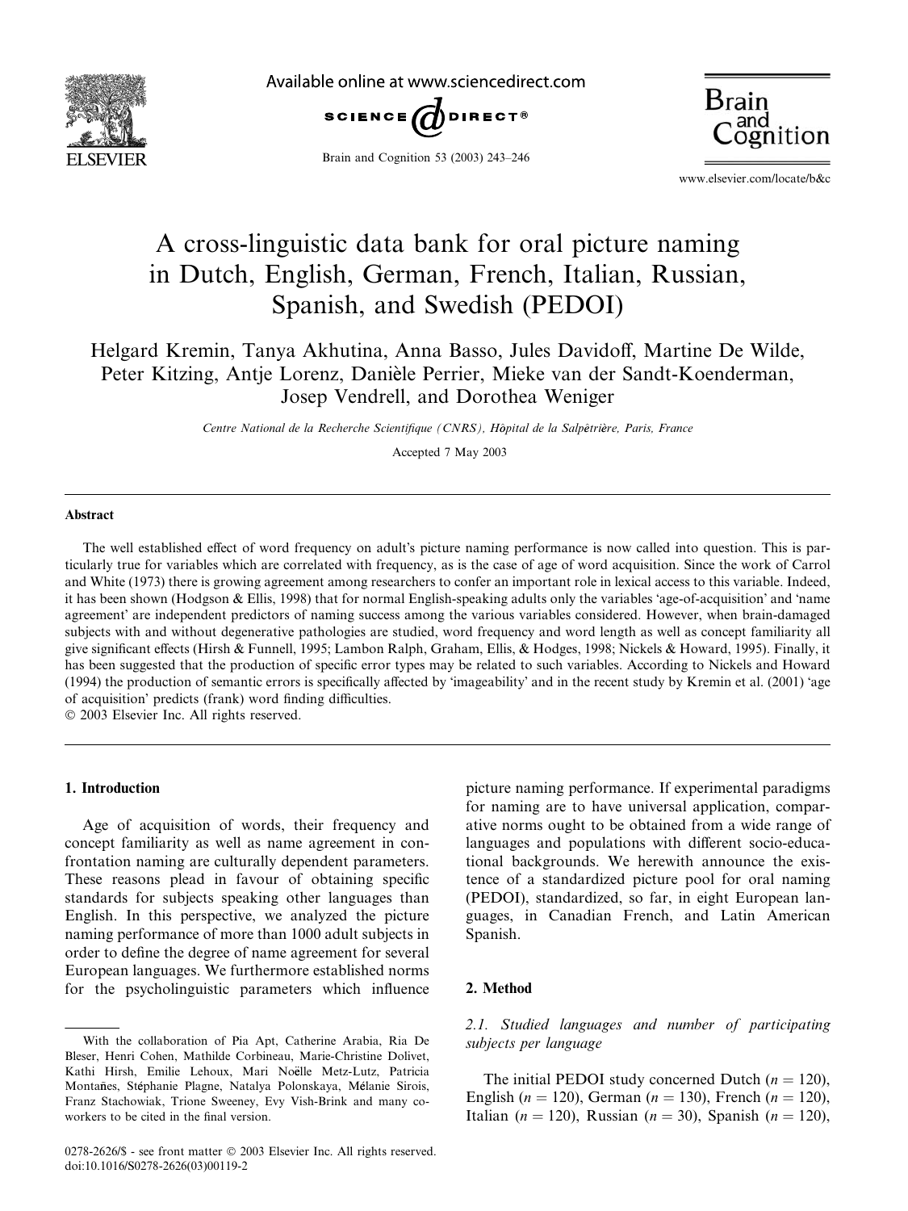# A cross-linguistic data bank for oral picture naming in Dutch, English, German, French, Italian, Russian, Spanish, and Swedish (PEDOI)

Helgard Kremin, Tanya Akhutina, Anna Basso, Jules Davidoff, Martine De Wilde, Peter Kitzing, Antje Lorenz, Danièle Perrier, Mieke van der Sandt-Koenderman, Josep Vendrell, and Dorothea Weniger

*Centre National de la Recherche Scientifique (CNRS), Hôpital de la Salpêtrière, Paris, France*

Accepted 7 May 2003

## Abstract

The well established effect of word frequency on adult's picture naming performance is now called into question. This is particularly true for variables which are correlated with frequency, as is the case of age of word acquisition. Since the work of Carrol and White (1973) there is growing agreement among researchers to confer an important role in lexical access to this variable. Indeed, it has been shown (Hodgson & Ellis, 1998) that for normal English-speaking adults only the variables 'age-of-acquisition' and 'name agreement' are independent predictors of naming success among the various variables considered. However, when brain-damaged subjects with and without degenerative pathologies are studied, word frequency and word length as well as concept familiarity all give significant effects (Hirsh & Funnell, 1995; Lambon Ralph, Graham, Ellis, & Hodges, 1998; Nickels & Howard, 1995). Finally, it has been suggested that the production of specific error types may be related to such variables. According to Nickels and Howard (1994) the production of semantic errors is specifically affected by 'imageability' and in the recent study by Kremin et al. (2001) 'age of acquisition' predicts (frank) word finding difficulties.

© 2003 Elsevier Inc. All rights reserved.

## 1. Introduction

Age of acquisition of words, their frequency and concept familiarity as well as name agreement in confrontation naming are culturally dependent parameters. These reasons plead in favour of obtaining specific standards for subjects speaking other languages than English. In this perspective, we analyzed the picture naming performance of more than 1000 adult subjects in order to define the degree of name agreement for several European languages. We furthermore established norms for the psycholinguistic parameters which influence picture naming performance. If experimental paradigms for naming are to have universal application, comparative norms ought to be obtained from a wide range of languages and populations with different socio-educational backgrounds. We herewith announce the existence of a standardized picture pool for oral naming (PEDOI), standardized, so far, in eight European languages, in Canadian French, and Latin American Spanish.

## 2. Method

### 2.1. Studied languages and number of participating subjects per language

The initial PEDOI study concerned Dutch ($n = 120$), English ($n = 120$), German ($n = 130$), French ($n = 120$), Italian ($n = 120$), Russian ($n = 30$), Spanish ($n = 120$),

---

With the collaboration of Pia Apt, Catherine Arabia, Ria De Bleser, Henri Cohen, Mathilde Corbineau, Marie-Christine Dolivet, Kathi Hirsh, Emilie Lehoux, Mari Noëlle Metz-Lutz, Patricia Montañes, Stéphanie Plagne, Natalya Polonskaya, Mélanie Sirois, Franz Stachowiak, Trione Sweeney, Evy Vish-Brink and many coworkers to be cited in the final version.

0278-2626/$ - see front matter © 2003 Elsevier Inc. All rights reserved.
doi:10.1016/S0278-2626(03)00119-2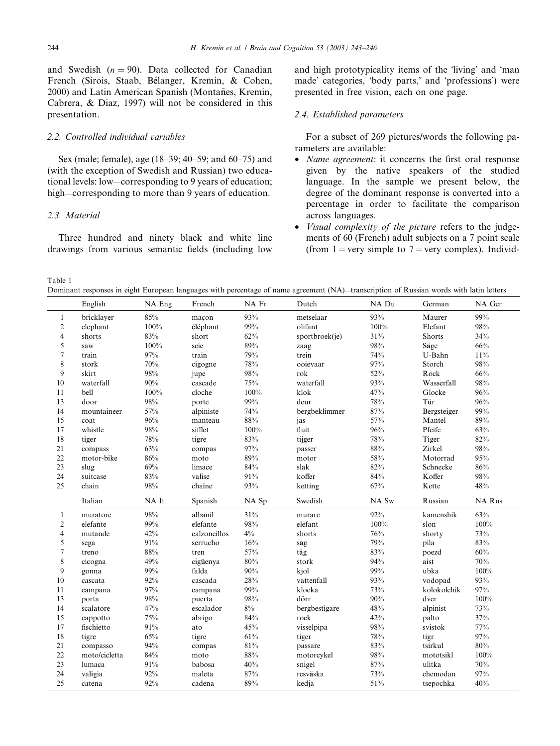and Swedish ($n = 90$). Data collected for Canadian French (Sirois, Staab, Bélanger, Kremin, & Cohen, 2000) and Latin American Spanish (Montañes, Kremin, Cabrera, & Diaz, 1997) will not be considered in this presentation.

### 2.2. Controlled individual variables

Sex (male; female), age (18–39; 40–59; and 60–75) and (with the exception of Swedish and Russian) two educational levels: low—corresponding to 9 years of education; high—corresponding to more than 9 years of education.

### 2.3. Material

Three hundred and ninety black and white line drawings from various semantic fields (including low and high prototypicality items of the 'living' and 'man made' categories, 'body parts,' and 'professions') were presented in free vision, each on one page.

### 2.4. Established parameters

For a subset of 269 pictures/words the following parameters are available:

- *Name agreement*: it concerns the first oral response given by the native speakers of the studied language. In the sample we present below, the degree of the dominant response is converted into a percentage in order to facilitate the comparison across languages.
- *Visual complexity of the picture* refers to the judgements of 60 (French) adult subjects on a 7 point scale (from 1 = very simple to 7 = very complex). Individ-

Table 1
Dominant responses in eight European languages with percentage of name agreement (NA)—transcription of Russian words with latin letters

| | English | NA Eng | French | NA Fr | Dutch | NA Du | German | NA Ger |
|---|---|---|---|---|---|---|---|---|
| 1 | bricklayer | 85% | maçon | 93% | metselaar | 93% | Maurer | 99% |
| 2 | elephant | 100% | éléphant | 99% | olifant | 100% | Elefant | 98% |
| 4 | shorts | 83% | short | 62% | sportbroek(je) | 31% | Shorts | 34% |
| 5 | saw | 100% | scie | 89% | zaag | 98% | Säge | 66% |
| 7 | train | 97% | train | 79% | trein | 74% | U-Bahn | 11% |
| 8 | stork | 70% | cigogne | 78% | ooievaar | 97% | Storch | 98% |
| 9 | skirt | 98% | jupe | 98% | rok | 52% | Rock | 66% |
| 10 | waterfall | 90% | cascade | 75% | waterfall | 93% | Wasserfall | 98% |
| 11 | bell | 100% | cloche | 100% | klok | 47% | Glocke | 96% |
| 13 | door | 98% | porte | 99% | deur | 78% | Tür | 96% |
| 14 | mountaineer | 57% | alpiniste | 74% | bergbeklimmer | 87% | Bergsteiger | 99% |
| 15 | coat | 96% | manteau | 88% | jas | 57% | Mantel | 89% |
| 17 | whistle | 98% | sifflet | 100% | fluit | 96% | Pfeife | 63% |
| 18 | tiger | 78% | tigre | 83% | tijger | 78% | Tiger | 82% |
| 21 | compass | 63% | compas | 97% | passer | 88% | Zirkel | 98% |
| 22 | motor-bike | 86% | moto | 89% | motor | 58% | Motorrad | 95% |
| 23 | slug | 69% | limace | 84% | slak | 82% | Schnecke | 86% |
| 24 | suitcase | 83% | valise | 91% | koffer | 84% | Koffer | 98% |
| 25 | chain | 98% | chaîne | 93% | ketting | 67% | Kette | 48% |
| | **Italian** | **NA It** | **Spanish** | **NA Sp** | **Swedish** | **NA Sw** | **Russian** | **NA Rus** |
| 1 | muratore | 98% | albanil | 31% | murare | 92% | kamenshik | 63% |
| 2 | elefante | 99% | elefante | 98% | elefant | 100% | slon | 100% |
| 4 | mutande | 42% | calzoncillos | 4% | shorts | 76% | shorty | 73% |
| 5 | sega | 91% | serrucho | 16% | såg | 79% | pila | 83% |
| 7 | treno | 88% | tren | 57% | tåg | 83% | poezd | 60% |
| 8 | cicogna | 49% | cigüenya | 80% | stork | 94% | aist | 70% |
| 9 | gonna | 99% | falda | 90% | kjol | 99% | ubka | 100% |
| 10 | cascata | 92% | cascada | 28% | vattenfall | 93% | vodopad | 93% |
| 11 | campana | 97% | campana | 99% | klocka | 73% | kolokolchik | 97% |
| 13 | porta | 98% | puerta | 98% | dörr | 90% | dver | 100% |
| 14 | scalatore | 47% | escalador | 8% | bergbestigare | 48% | alpinist | 73% |
| 15 | cappotto | 75% | abrigo | 84% | rock | 42% | palto | 37% |
| 17 | fischietto | 91% | ato | 45% | visselpipa | 98% | svistok | 77% |
| 18 | tigre | 65% | tigre | 61% | tiger | 78% | tigr | 97% |
| 21 | compasso | 94% | compas | 81% | passare | 83% | tsirkul | 80% |
| 22 | moto/cicletta | 84% | moto | 88% | motorcykel | 98% | mototsikl | 100% |
| 23 | lumaca | 91% | babosa | 40% | snigel | 87% | ulitka | 70% |
| 24 | valigia | 92% | maleta | 87% | resväska | 73% | chemodan | 97% |
| 25 | catena | 92% | cadena | 89% | kedja | 51% | tsepochka | 40% |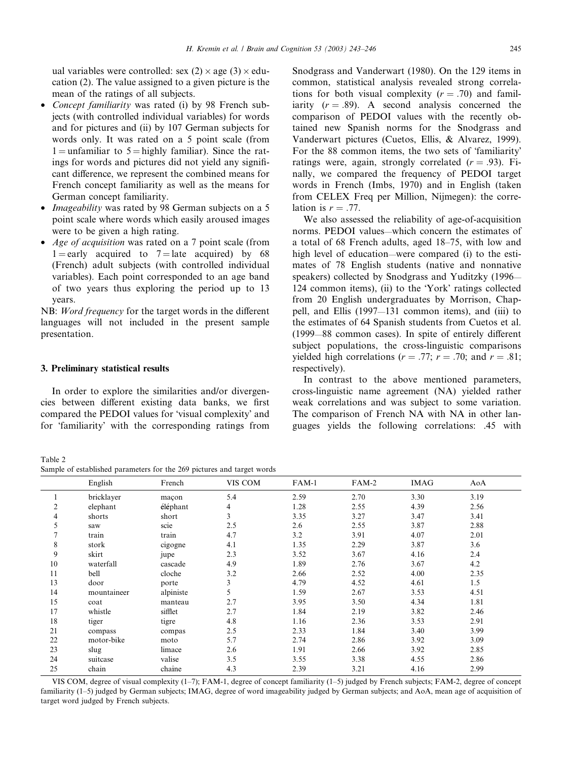ual variables were controlled: sex (2) × age (3) × education (2). The value assigned to a given picture is the mean of the ratings of all subjects.

- *Concept familiarity* was rated (i) by 98 French subjects (with controlled individual variables) for words and for pictures and (ii) by 107 German subjects for words only. It was rated on a 5 point scale (from 1 = unfamiliar to 5 = highly familiar). Since the ratings for words and pictures did not yield any significant difference, we represent the combined means for French concept familiarity as well as the means for German concept familiarity.
- *Imageability* was rated by 98 German subjects on a 5 point scale where words which easily aroused images were to be given a high rating.
- *Age of acquisition* was rated on a 7 point scale (from 1 = early acquired to 7 = late acquired) by 68 (French) adult subjects (with controlled individual variables). Each point corresponded to an age band of two years thus exploring the period up to 13 years.

NB: *Word frequency* for the target words in the different languages will not included in the present sample presentation.

## 3. Preliminary statistical results

In order to explore the similarities and/or divergencies between different existing data banks, we first compared the PEDOI values for 'visual complexity' and for 'familiarity' with the corresponding ratings from Snodgrass and Vanderwart (1980). On the 129 items in common, statistical analysis revealed strong correlations for both visual complexity ($r = .70$) and familiarity ($r = .89$). A second analysis concerned the comparison of PEDOI values with the recently obtained new Spanish norms for the Snodgrass and Vanderwart pictures (Cuetos, Ellis, & Alvarez, 1999). For the 88 common items, the two sets of 'familiarity' ratings were, again, strongly correlated ($r = .93$). Finally, we compared the frequency of PEDOI target words in French (Imbs, 1970) and in English (taken from CELEX Freq per Million, Nijmegen): the correlation is $r = .77$.

We also assessed the reliability of age-of-acquisition norms. PEDOI values—which concern the estimates of a total of 68 French adults, aged 18–75, with low and high level of education—were compared (i) to the estimates of 78 English students (native and nonnative speakers) collected by Snodgrass and Yuditzky (1996—124 common items), (ii) to the 'York' ratings collected from 20 English undergraduates by Morrison, Chappell, and Ellis (1997—131 common items), and (iii) to the estimates of 64 Spanish students from Cuetos et al. (1999—88 common cases). In spite of entirely different subject populations, the cross-linguistic comparisons yielded high correlations ($r = .77$; $r = .70$; and $r = .81$; respectively).

In contrast to the above mentioned parameters, cross-linguistic name agreement (NA) yielded rather weak correlations and was subject to some variation. The comparison of French NA with NA in other languages yields the following correlations: .45 with

Table 2
Sample of established parameters for the 269 pictures and target words

| | English | French | VIS COM | FAM-1 | FAM-2 | IMAG | AoA |
|---|---|---|---|---|---|---|---|
| 1 | bricklayer | maçon | 5.4 | 2.59 | 2.70 | 3.30 | 3.19 |
| 2 | elephant | éléphant | 4 | 1.28 | 2.55 | 4.39 | 2.56 |
| 4 | shorts | short | 3 | 3.35 | 3.27 | 3.47 | 3.41 |
| 5 | saw | scie | 2.5 | 2.6 | 2.55 | 3.87 | 2.88 |
| 7 | train | train | 4.7 | 3.2 | 3.91 | 4.07 | 2.01 |
| 8 | stork | cigogne | 4.1 | 1.35 | 2.29 | 3.87 | 3.6 |
| 9 | skirt | jupe | 2.3 | 3.52 | 3.67 | 4.16 | 2.4 |
| 10 | waterfall | cascade | 4.9 | 1.89 | 2.76 | 3.67 | 4.2 |
| 11 | bell | cloche | 3.2 | 2.66 | 2.52 | 4.00 | 2.35 |
| 13 | door | porte | 3 | 4.79 | 4.52 | 4.61 | 1.5 |
| 14 | mountaineer | alpiniste | 5 | 1.59 | 2.67 | 3.53 | 4.51 |
| 15 | coat | manteau | 2.7 | 3.95 | 3.50 | 4.34 | 1.81 |
| 17 | whistle | sifflet | 2.7 | 1.84 | 2.19 | 3.82 | 2.46 |
| 18 | tiger | tigre | 4.8 | 1.16 | 2.36 | 3.53 | 2.91 |
| 21 | compass | compas | 2.5 | 2.33 | 1.84 | 3.40 | 3.99 |
| 22 | motor-bike | moto | 5.7 | 2.74 | 2.86 | 3.92 | 3.09 |
| 23 | slug | limace | 2.6 | 1.91 | 2.66 | 3.92 | 2.85 |
| 24 | suitcase | valise | 3.5 | 3.55 | 3.38 | 4.55 | 2.86 |
| 25 | chain | chaîne | 4.3 | 2.39 | 3.21 | 4.16 | 2.99 |

VIS COM, degree of visual complexity (1–7); FAM-1, degree of concept familiarity (1–5) judged by French subjects; FAM-2, degree of concept familiarity (1–5) judged by German subjects; IMAG, degree of word imageability judged by German subjects; and AoA, mean age of acquisition of target word judged by French subjects.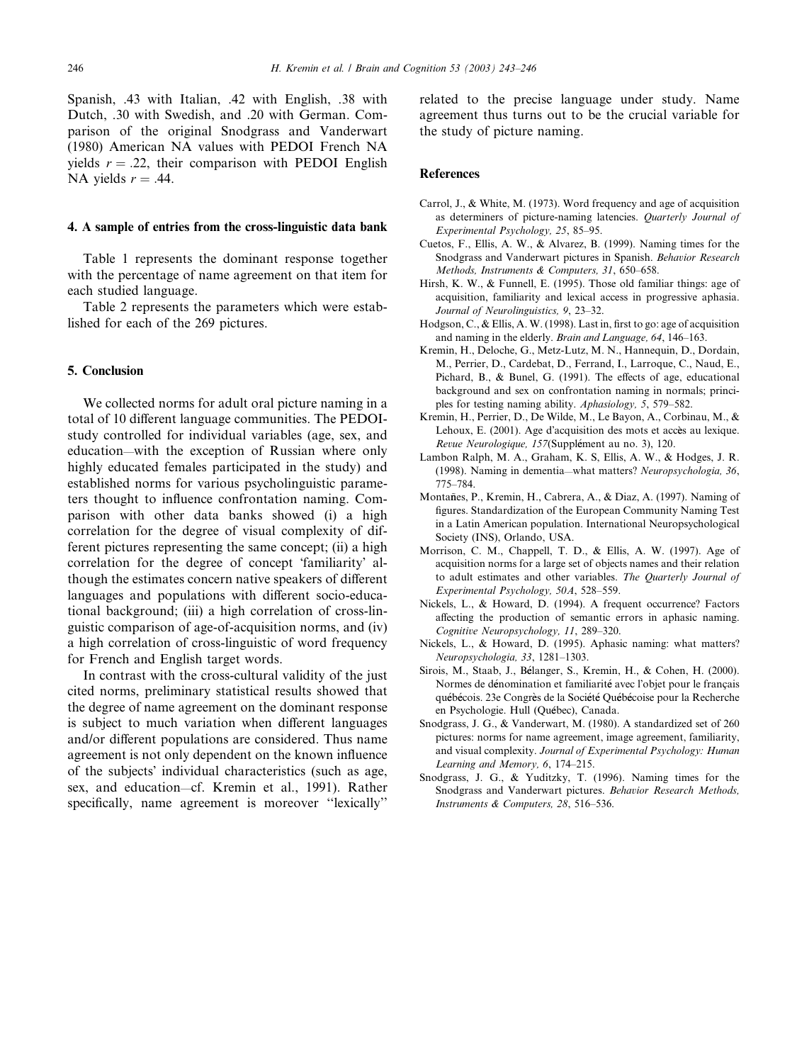Spanish, .43 with Italian, .42 with English, .38 with Dutch, .30 with Swedish, and .20 with German. Comparison of the original Snodgrass and Vanderwart (1980) American NA values with PEDOI French NA yields $r = .22$, their comparison with PEDOI English NA yields $r = .44$.

## 4. A sample of entries from the cross-linguistic data bank

Table 1 represents the dominant response together with the percentage of name agreement on that item for each studied language.

Table 2 represents the parameters which were established for each of the 269 pictures.

## 5. Conclusion

We collected norms for adult oral picture naming in a total of 10 different language communities. The PEDOI-study controlled for individual variables (age, sex, and education—with the exception of Russian where only highly educated females participated in the study) and established norms for various psycholinguistic parameters thought to influence confrontation naming. Comparison with other data banks showed (i) a high correlation for the degree of visual complexity of different pictures representing the same concept; (ii) a high correlation for the degree of concept 'familiarity' although the estimates concern native speakers of different languages and populations with different socio-educational background; (iii) a high correlation of cross-linguistic comparison of age-of-acquisition norms, and (iv) a high correlation of cross-linguistic of word frequency for French and English target words.

In contrast with the cross-cultural validity of the just cited norms, preliminary statistical results showed that the degree of name agreement on the dominant response is subject to much variation when different languages and/or different populations are considered. Thus name agreement is not only dependent on the known influence of the subjects' individual characteristics (such as age, sex, and education—cf. Kremin et al., 1991). Rather specifically, name agreement is moreover "lexically" related to the precise language under study. Name agreement thus turns out to be the crucial variable for the study of picture naming.

## References

Carrol, J., & White, M. (1973). Word frequency and age of acquisition as determiners of picture-naming latencies. *Quarterly Journal of Experimental Psychology, 25*, 85–95.

Cuetos, F., Ellis, A. W., & Alvarez, B. (1999). Naming times for the Snodgrass and Vanderwart pictures in Spanish. *Behavior Research Methods, Instruments & Computers, 31*, 650–658.

Hirsh, K. W., & Funnell, E. (1995). Those old familiar things: age of acquisition, familiarity and lexical access in progressive aphasia. *Journal of Neurolinguistics, 9*, 23–32.

Hodgson, C., & Ellis, A. W. (1998). Last in, first to go: age of acquisition and naming in the elderly. *Brain and Language, 64*, 146–163.

Kremin, H., Deloche, G., Metz-Lutz, M. N., Hannequin, D., Dordain, M., Perrier, D., Cardebat, D., Ferrand, I., Larroque, C., Naud, E., Pichard, B., & Bunel, G. (1991). The effects of age, educational background and sex on confrontation naming in normals; principles for testing naming ability. *Aphasiology, 5*, 579–582.

Kremin, H., Perrier, D., De Wilde, M., Le Bayon, A., Corbinau, M., & Lehoux, E. (2001). Age d'acquisition des mots et accès au lexique. *Revue Neurologique, 157*(Supplément au no. 3), 120.

Lambon Ralph, M. A., Graham, K. S, Ellis, A. W., & Hodges, J. R. (1998). Naming in dementia—what matters? *Neuropsychologia, 36*, 775–784.

Montañes, P., Kremin, H., Cabrera, A., & Diaz, A. (1997). Naming of figures. Standardization of the European Community Naming Test in a Latin American population. International Neuropsychological Society (INS), Orlando, USA.

Morrison, C. M., Chappell, T. D., & Ellis, A. W. (1997). Age of acquisition norms for a large set of objects names and their relation to adult estimates and other variables. *The Quarterly Journal of Experimental Psychology, 50A*, 528–559.

Nickels, L., & Howard, D. (1994). A frequent occurrence? Factors affecting the production of semantic errors in aphasic naming. *Cognitive Neuropsychology, 11*, 289–320.

Nickels, L., & Howard, D. (1995). Aphasic naming: what matters? *Neuropsychologia, 33*, 1281–1303.

Sirois, M., Staab, J., Bélanger, S., Kremin, H., & Cohen, H. (2000). Normes de dénomination et familiarité avec l'objet pour le français québécois. 23e Congrès de la Société Québécoise pour la Recherche en Psychologie. Hull (Québec), Canada.

Snodgrass, J. G., & Vanderwart, M. (1980). A standardized set of 260 pictures: norms for name agreement, image agreement, familiarity, and visual complexity. *Journal of Experimental Psychology: Human Learning and Memory, 6*, 174–215.

Snodgrass, J. G., & Yuditzky, T. (1996). Naming times for the Snodgrass and Vanderwart pictures. *Behavior Research Methods, Instruments & Computers, 28*, 516–536.